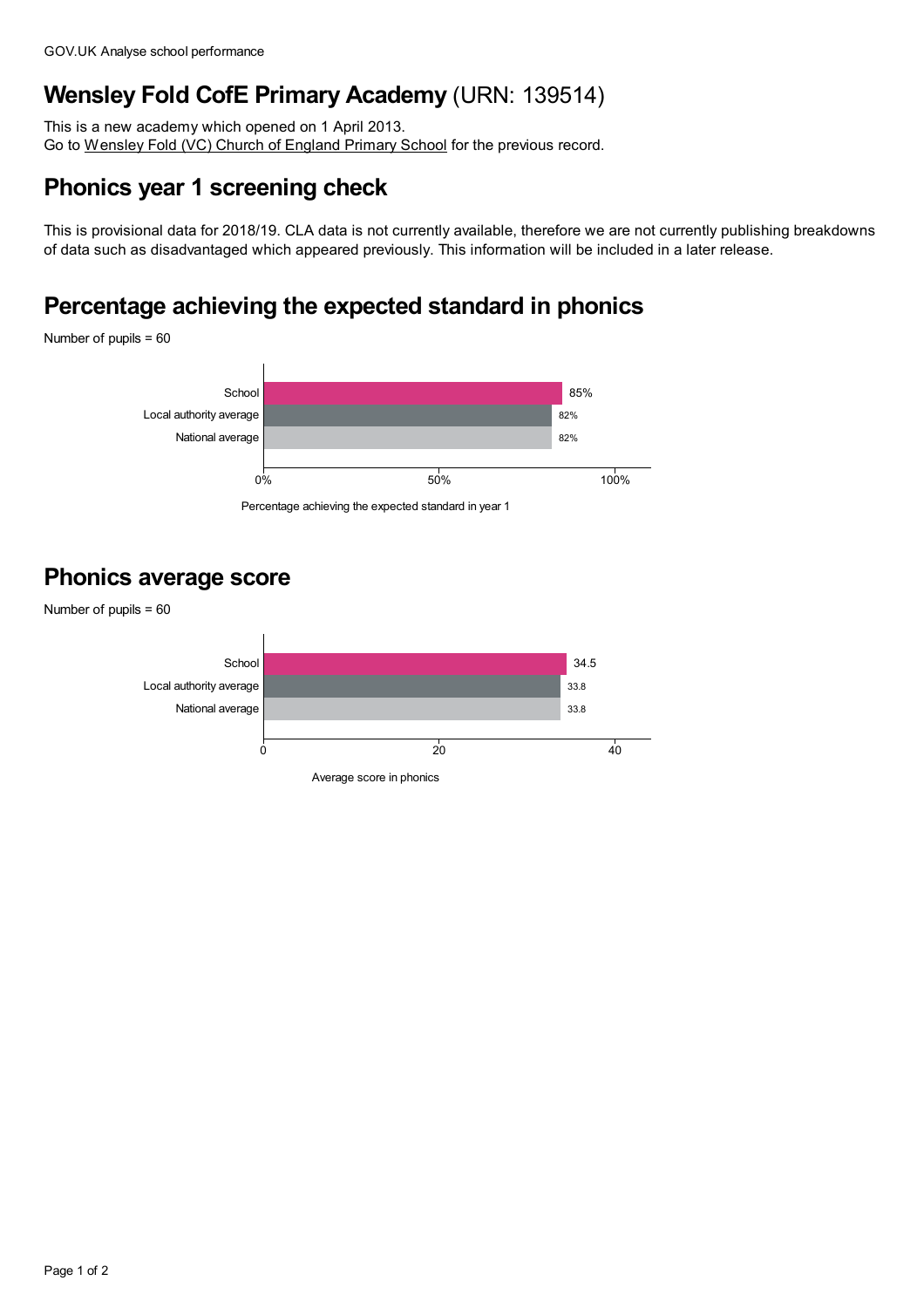# Wensley Fold CofE Primary Academy (URN: 139514)

This is a new academy which opened on 1 April 2013.
Go to Wensley Fold (VC) Church of England Primary School for the previous record.

## Phonics year 1 screening check

This is provisional data for 2018/19. CLA data is not currently available, therefore we are not currently publishing breakdowns of data such as disadvantaged which appeared previously. This information will be included in a later release.

## Percentage achieving the expected standard in phonics

Number of pupils = 60

| | Percentage achieving the expected standard in year 1 |
|---|---|
| School | 85% |
| Local authority average | 82% |
| National average | 82% |

## Phonics average score

Number of pupils = 60

| | Average score in phonics |
|---|---|
| School | 34.5 |
| Local authority average | 33.8 |
| National average | 33.8 |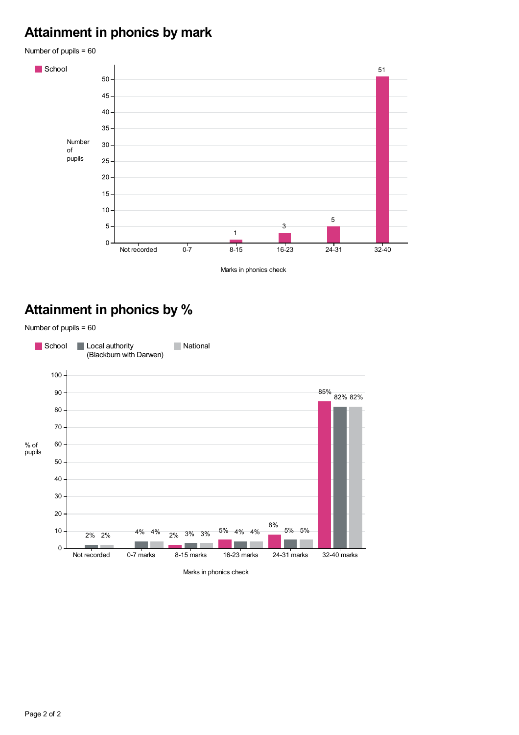## Attainment in phonics by mark

Number of pupils = 60

School

Number of pupils

0
5
10
15
20
25
30
35
40
45
50

1
3
5
51

Not recorded
0-7
8-15
16-23
24-31
32-40

Marks in phonics check

## Attainment in phonics by %

Number of pupils = 60

School
Local authority (Blackburn with Darwen)
National

% of pupils

0
10
20
30
40
50
60
70
80
90
100

2% 2%
4% 4%
2% 3% 3%
5% 4% 4%
8% 5% 5%
85% 82% 82%

Not recorded
0-7 marks
8-15 marks
16-23 marks
24-31 marks
32-40 marks

Marks in phonics check